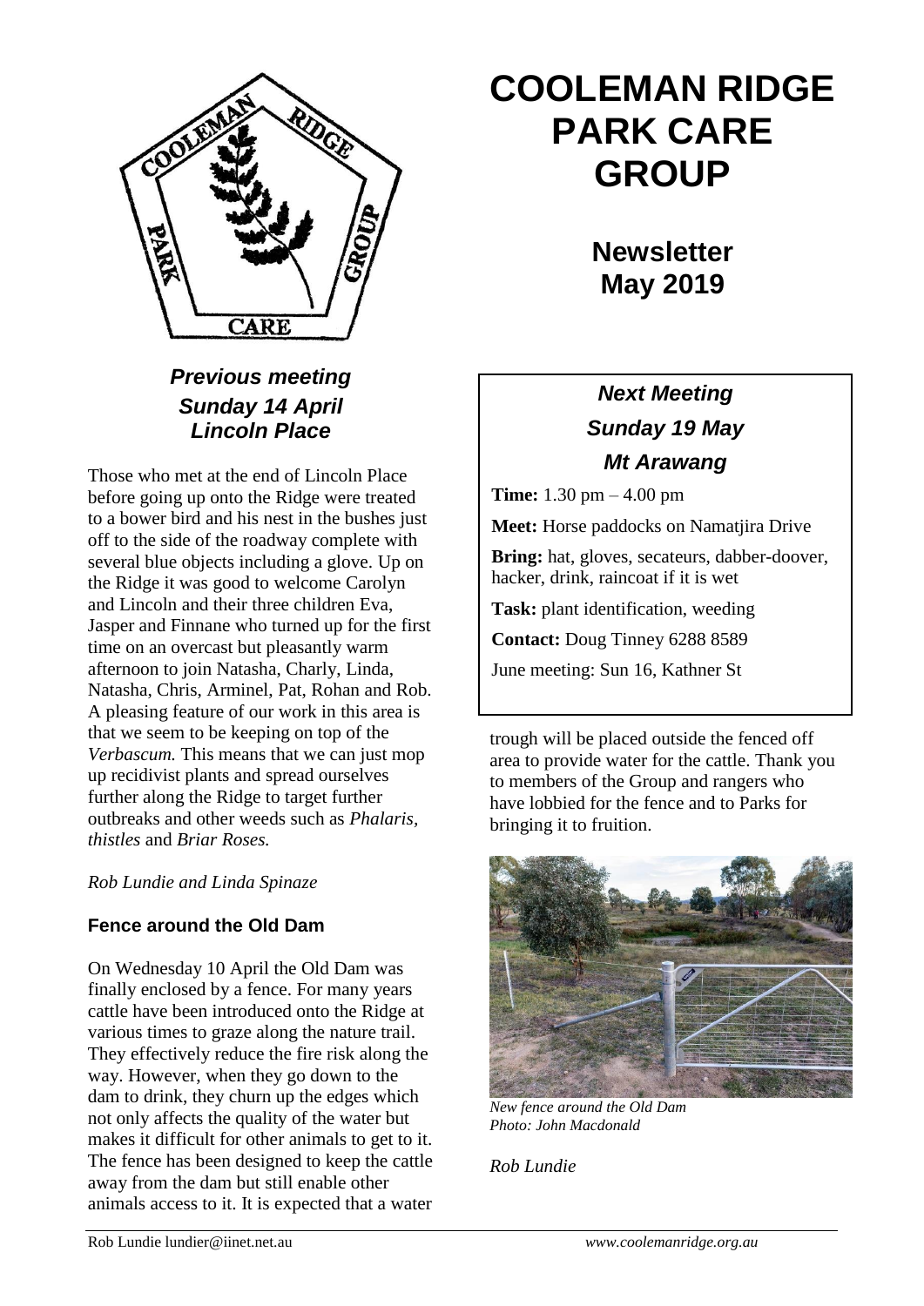# COOLEMAN RIDGE PARK CARE GROUP

## Newsletter May 2019

### *Previous meeting Sunday 14 April Lincoln Place*

Those who met at the end of Lincoln Place before going up onto the Ridge were treated to a bower bird and his nest in the bushes just off to the side of the roadway complete with several blue objects including a glove. Up on the Ridge it was good to welcome Carolyn and Lincoln and their three children Eva, Jasper and Finnane who turned up for the first time on an overcast but pleasantly warm afternoon to join Natasha, Charly, Linda, Natasha, Chris, Arminel, Pat, Rohan and Rob. A pleasing feature of our work in this area is that we seem to be keeping on top of the *Verbascum.* This means that we can just mop up recidivist plants and spread ourselves further along the Ridge to target further outbreaks and other weeds such as *Phalaris, thistles* and *Briar Roses.*

*Rob Lundie and Linda Spinaze*

### *Next Meeting Sunday 19 May Mt Arawang*

**Time:** 1.30 pm – 4.00 pm

**Meet:** Horse paddocks on Namatjira Drive

**Bring:** hat, gloves, secateurs, dabber-doover, hacker, drink, raincoat if it is wet

**Task:** plant identification, weeding

**Contact:** Doug Tinney 6288 8589

June meeting: Sun 16, Kathner St

### Fence around the Old Dam

On Wednesday 10 April the Old Dam was finally enclosed by a fence. For many years cattle have been introduced onto the Ridge at various times to graze along the nature trail. They effectively reduce the fire risk along the way. However, when they go down to the dam to drink, they churn up the edges which not only affects the quality of the water but makes it difficult for other animals to get to it. The fence has been designed to keep the cattle away from the dam but still enable other animals access to it. It is expected that a water trough will be placed outside the fenced off area to provide water for the cattle. Thank you to members of the Group and rangers who have lobbied for the fence and to Parks for bringing it to fruition.

*New fence around the Old Dam*
*Photo: John Macdonald*

*Rob Lundie*

Rob Lundie lundier@iinet.net.au www.coolemanridge.org.au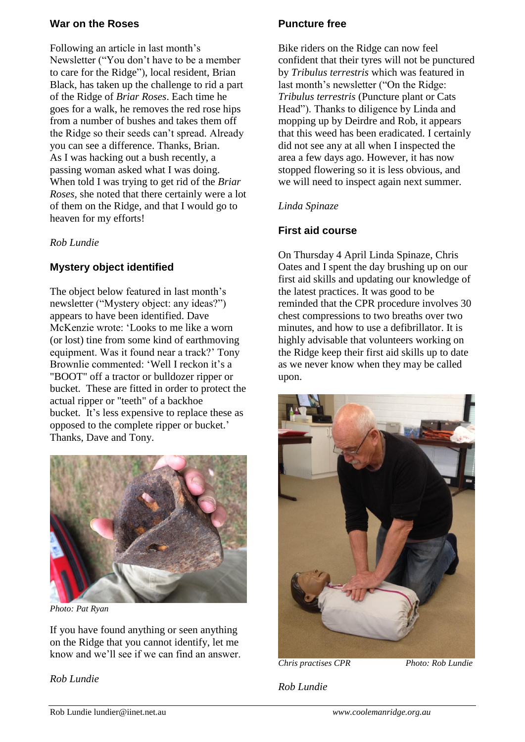## War on the Roses

Following an article in last month's Newsletter ("You don't have to be a member to care for the Ridge"), local resident, Brian Black, has taken up the challenge to rid a part of the Ridge of *Briar Roses*. Each time he goes for a walk, he removes the red rose hips from a number of bushes and takes them off the Ridge so their seeds can't spread. Already you can see a difference. Thanks, Brian. As I was hacking out a bush recently, a passing woman asked what I was doing. When told I was trying to get rid of the *Briar Roses,* she noted that there certainly were a lot of them on the Ridge, and that I would go to heaven for my efforts!

*Rob Lundie*

## Mystery object identified

The object below featured in last month's newsletter ("Mystery object: any ideas?") appears to have been identified. Dave McKenzie wrote: 'Looks to me like a worn (or lost) tine from some kind of earthmoving equipment. Was it found near a track?' Tony Brownlie commented: 'Well I reckon it's a "BOOT" off a tractor or bulldozer ripper or bucket. These are fitted in order to protect the actual ripper or "teeth" of a backhoe bucket. It's less expensive to replace these as opposed to the complete ripper or bucket.' Thanks, Dave and Tony.

*Photo: Pat Ryan*

If you have found anything or seen anything on the Ridge that you cannot identify, let me know and we'll see if we can find an answer.

*Rob Lundie*

## Puncture free

Bike riders on the Ridge can now feel confident that their tyres will not be punctured by *Tribulus terrestris* which was featured in last month's newsletter ("On the Ridge: *Tribulus terrestris* (Puncture plant or Cats Head"). Thanks to diligence by Linda and mopping up by Deirdre and Rob, it appears that this weed has been eradicated. I certainly did not see any at all when I inspected the area a few days ago. However, it has now stopped flowering so it is less obvious, and we will need to inspect again next summer.

*Linda Spinaze*

## First aid course

On Thursday 4 April Linda Spinaze, Chris Oates and I spent the day brushing up on our first aid skills and updating our knowledge of the latest practices. It was good to be reminded that the CPR procedure involves 30 chest compressions to two breaths over two minutes, and how to use a defibrillator. It is highly advisable that volunteers working on the Ridge keep their first aid skills up to date as we never know when they may be called upon.

*Chris practises CPR* *Photo: Rob Lundie*

*Rob Lundie*

Rob Lundie lundier@iinet.net.au *www.coolemanridge.org.au*